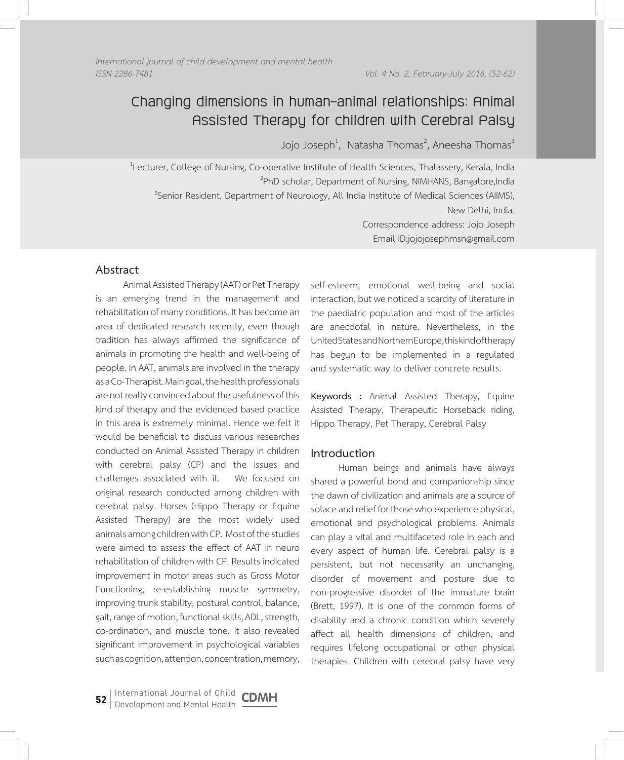# Changing dimensions in human–animal relationships: Animal Assisted Therapy for children with Cerebral Palsy

Jojo Joseph[1], Natasha Thomas[2], Aneesha Thomas[3]

[1]Lecturer, College of Nursing, Co-operative Institute of Health Sciences, Thalassery, Kerala, India
[2]PhD scholar, Department of Nursing, NIMHANS, Bangalore,India
[3]Senior Resident, Department of Neurology, All India Institute of Medical Sciences (AIIMS), New Delhi, India.
Correspondence address: Jojo Joseph
Email ID:jojojosephmsn@gmail.com

## Abstract

Animal Assisted Therapy (AAT) or Pet Therapy is an emerging trend in the management and rehabilitation of many conditions. It has become an area of dedicated research recently, even though tradition has always affirmed the significance of animals in promoting the health and well-being of people. In AAT, animals are involved in the therapy as a Co-Therapist. Main goal, the health professionals are not really convinced about the usefulness of this kind of therapy and the evidenced based practice in this area is extremely minimal. Hence we felt it would be beneficial to discuss various researches conducted on Animal Assisted Therapy in children with cerebral palsy (CP) and the issues and challenges associated with it. We focused on original research conducted among children with cerebral palsy. Horses (Hippo Therapy or Equine Assisted Therapy) are the most widely used animals among children with CP. Most of the studies were aimed to assess the effect of AAT in neuro rehabilitation of children with CP. Results indicated improvement in motor areas such as Gross Motor Functioning, re-establishing muscle symmetry, improving trunk stability, postural control, balance, gait, range of motion, functional skills, ADL, strength, co-ordination, and muscle tone. It also revealed significant improvement in psychological variables such as cognition, attention, concentration, memory, self-esteem, emotional well-being and social interaction, but we noticed a scarcity of literature in the paediatric population and most of the articles are anecdotal in nature. Nevertheless, in the United States and Northern Europe, this kind of therapy has begun to be implemented in a regulated and systematic way to deliver concrete results.

**Keywords :** Animal Assisted Therapy, Equine Assisted Therapy, Therapeutic Horseback riding, Hippo Therapy, Pet Therapy, Cerebral Palsy

## Introduction

Human beings and animals have always shared a powerful bond and companionship since the dawn of civilization and animals are a source of solace and relief for those who experience physical, emotional and psychological problems. Animals can play a vital and multifaceted role in each and every aspect of human life. Cerebral palsy is a persistent, but not necessarily an unchanging, disorder of movement and posture due to non-progressive disorder of the immature brain (Brett, 1997). It is one of the common forms of disability and a chronic condition which severely affect all health dimensions of children, and requires lifelong occupational or other physical therapies. Children with cerebral palsy have very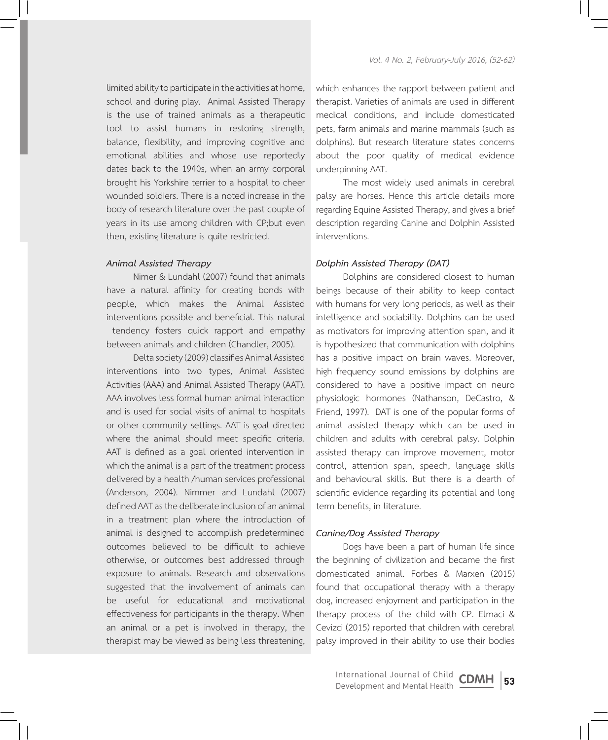limited ability to participate in the activities at home, school and during play. Animal Assisted Therapy is the use of trained animals as a therapeutic tool to assist humans in restoring strength, balance, flexibility, and improving cognitive and emotional abilities and whose use reportedly dates back to the 1940s, when an army corporal brought his Yorkshire terrier to a hospital to cheer wounded soldiers. There is a noted increase in the body of research literature over the past couple of years in its use among children with CP;but even then, existing literature is quite restricted.

### *Animal Assisted Therapy*

Nimer & Lundahl (2007) found that animals have a natural affinity for creating bonds with people, which makes the Animal Assisted interventions possible and beneficial. This natural tendency fosters quick rapport and empathy between animals and children (Chandler, 2005).

Delta society (2009) classifies Animal Assisted interventions into two types, Animal Assisted Activities (AAA) and Animal Assisted Therapy (AAT). AAA involves less formal human animal interaction and is used for social visits of animal to hospitals or other community settings. AAT is goal directed where the animal should meet specific criteria. AAT is defined as a goal oriented intervention in which the animal is a part of the treatment process delivered by a health /human services professional (Anderson, 2004). Nimmer and Lundahl (2007) defined AAT as the deliberate inclusion of an animal in a treatment plan where the introduction of animal is designed to accomplish predetermined outcomes believed to be difficult to achieve otherwise, or outcomes best addressed through exposure to animals. Research and observations suggested that the involvement of animals can be useful for educational and motivational effectiveness for participants in the therapy. When an animal or a pet is involved in therapy, the therapist may be viewed as being less threatening, which enhances the rapport between patient and therapist. Varieties of animals are used in different medical conditions, and include domesticated pets, farm animals and marine mammals (such as dolphins). But research literature states concerns about the poor quality of medical evidence underpinning AAT.

The most widely used animals in cerebral palsy are horses. Hence this article details more regarding Equine Assisted Therapy, and gives a brief description regarding Canine and Dolphin Assisted interventions.

### *Dolphin Assisted Therapy (DAT)*

Dolphins are considered closest to human beings because of their ability to keep contact with humans for very long periods, as well as their intelligence and sociability. Dolphins can be used as motivators for improving attention span, and it is hypothesized that communication with dolphins has a positive impact on brain waves. Moreover, high frequency sound emissions by dolphins are considered to have a positive impact on neuro physiologic hormones (Nathanson, DeCastro, & Friend, 1997). DAT is one of the popular forms of animal assisted therapy which can be used in children and adults with cerebral palsy. Dolphin assisted therapy can improve movement, motor control, attention span, speech, language skills and behavioural skills. But there is a dearth of scientific evidence regarding its potential and long term benefits, in literature.

### *Canine/Dog Assisted Therapy*

Dogs have been a part of human life since the beginning of civilization and became the first domesticated animal. Forbes & Marxen (2015) found that occupational therapy with a therapy dog, increased enjoyment and participation in the therapy process of the child with CP. Elmaci & Cevizci (2015) reported that children with cerebral palsy improved in their ability to use their bodies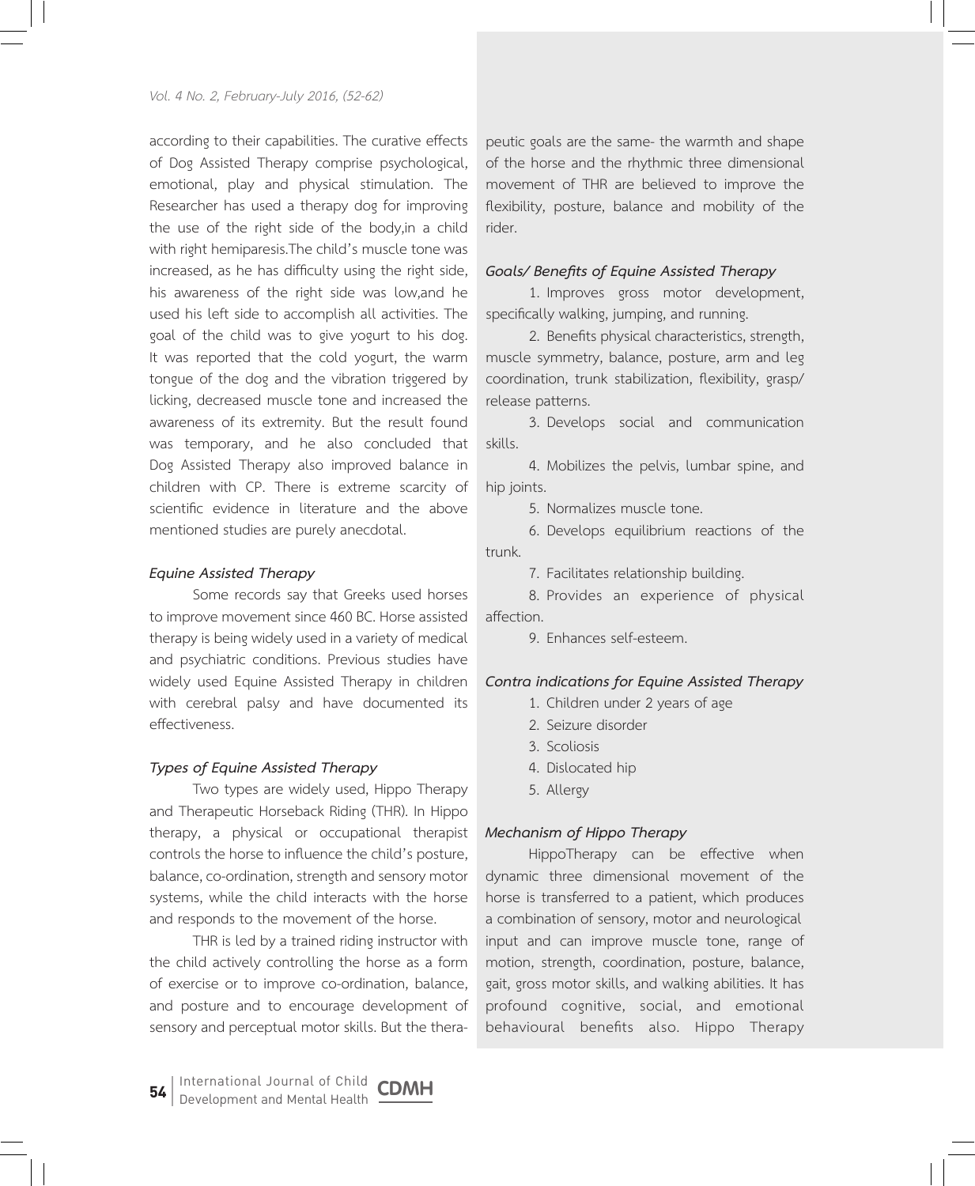according to their capabilities. The curative effects of Dog Assisted Therapy comprise psychological, emotional, play and physical stimulation. The Researcher has used a therapy dog for improving the use of the right side of the body,in a child with right hemiparesis.The child's muscle tone was increased, as he has difficulty using the right side, his awareness of the right side was low,and he used his left side to accomplish all activities. The goal of the child was to give yogurt to his dog. It was reported that the cold yogurt, the warm tongue of the dog and the vibration triggered by licking, decreased muscle tone and increased the awareness of its extremity. But the result found was temporary, and he also concluded that Dog Assisted Therapy also improved balance in children with CP. There is extreme scarcity of scientific evidence in literature and the above mentioned studies are purely anecdotal.

### *Equine Assisted Therapy*

Some records say that Greeks used horses to improve movement since 460 BC. Horse assisted therapy is being widely used in a variety of medical and psychiatric conditions. Previous studies have widely used Equine Assisted Therapy in children with cerebral palsy and have documented its effectiveness.

### *Types of Equine Assisted Therapy*

Two types are widely used, Hippo Therapy and Therapeutic Horseback Riding (THR). In Hippo therapy, a physical or occupational therapist controls the horse to influence the child's posture, balance, co-ordination, strength and sensory motor systems, while the child interacts with the horse and responds to the movement of the horse.

THR is led by a trained riding instructor with the child actively controlling the horse as a form of exercise or to improve co-ordination, balance, and posture and to encourage development of sensory and perceptual motor skills. But the therapeutic goals are the same- the warmth and shape of the horse and the rhythmic three dimensional movement of THR are believed to improve the flexibility, posture, balance and mobility of the rider.

### *Goals/ Benefits of Equine Assisted Therapy*

1. Improves gross motor development, specifically walking, jumping, and running.
2. Benefits physical characteristics, strength, muscle symmetry, balance, posture, arm and leg coordination, trunk stabilization, flexibility, grasp/ release patterns.
3. Develops social and communication skills.
4. Mobilizes the pelvis, lumbar spine, and hip joints.
5. Normalizes muscle tone.
6. Develops equilibrium reactions of the trunk.
7. Facilitates relationship building.
8. Provides an experience of physical affection.
9. Enhances self-esteem.

### *Contra indications for Equine Assisted Therapy*

1. Children under 2 years of age
2. Seizure disorder
3. Scoliosis
4. Dislocated hip
5. Allergy

### *Mechanism of Hippo Therapy*

HippoTherapy can be effective when dynamic three dimensional movement of the horse is transferred to a patient, which produces a combination of sensory, motor and neurological input and can improve muscle tone, range of motion, strength, coordination, posture, balance, gait, gross motor skills, and walking abilities. It has profound cognitive, social, and emotional behavioural benefits also. Hippo Therapy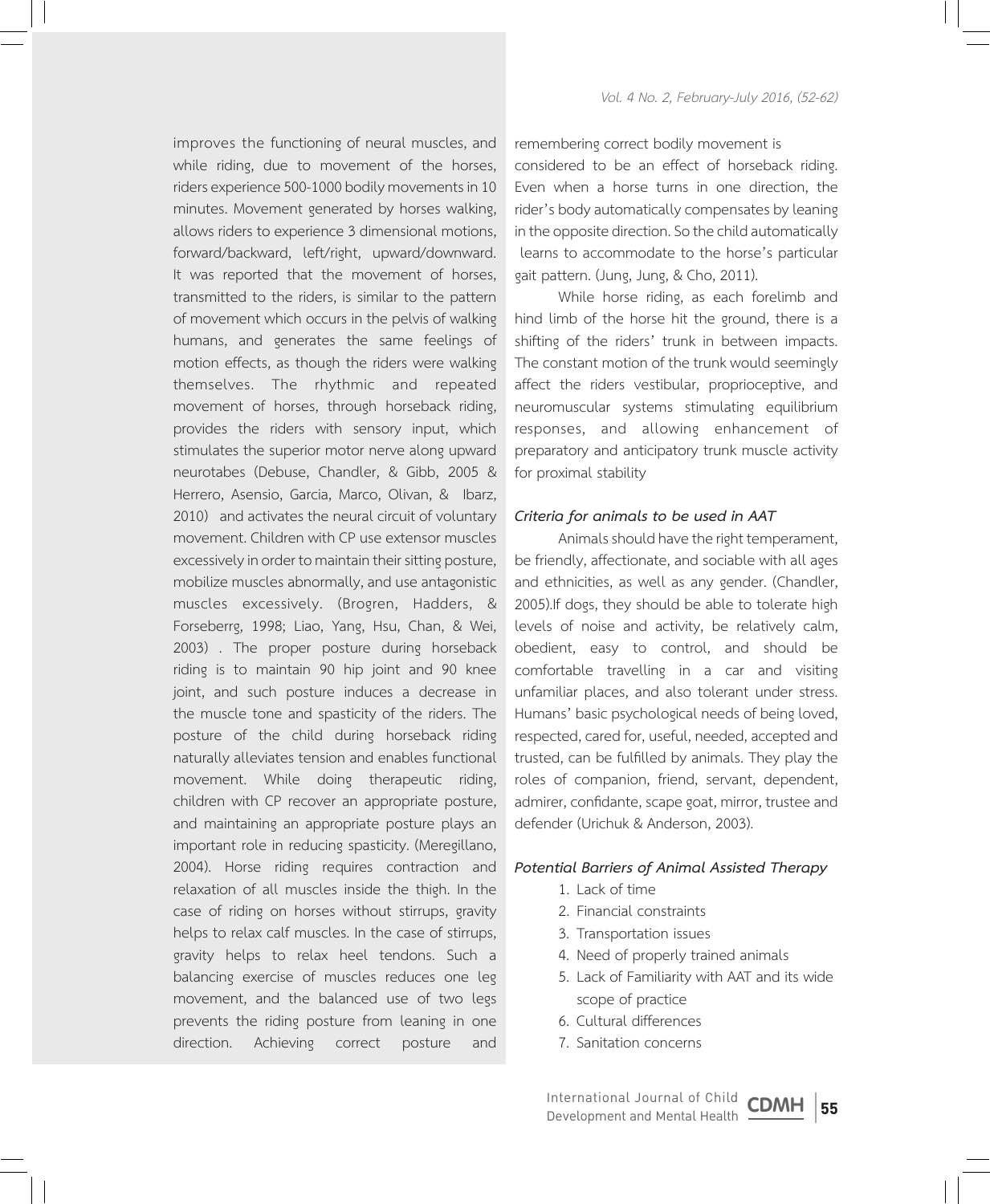improves the functioning of neural muscles, and while riding, due to movement of the horses, riders experience 500-1000 bodily movements in 10 minutes. Movement generated by horses walking, allows riders to experience 3 dimensional motions, forward/backward, left/right, upward/downward. It was reported that the movement of horses, transmitted to the riders, is similar to the pattern of movement which occurs in the pelvis of walking humans, and generates the same feelings of motion effects, as though the riders were walking themselves. The rhythmic and repeated movement of horses, through horseback riding, provides the riders with sensory input, which stimulates the superior motor nerve along upward neurotabes (Debuse, Chandler, & Gibb, 2005 & Herrero, Asensio, Garcia, Marco, Olivan, & Ibarz, 2010) and activates the neural circuit of voluntary movement. Children with CP use extensor muscles excessively in order to maintain their sitting posture, mobilize muscles abnormally, and use antagonistic muscles excessively. (Brogren, Hadders, & Forseberrg, 1998; Liao, Yang, Hsu, Chan, & Wei, 2003) . The proper posture during horseback riding is to maintain 90 hip joint and 90 knee joint, and such posture induces a decrease in the muscle tone and spasticity of the riders. The posture of the child during horseback riding naturally alleviates tension and enables functional movement. While doing therapeutic riding, children with CP recover an appropriate posture, and maintaining an appropriate posture plays an important role in reducing spasticity. (Meregillano, 2004). Horse riding requires contraction and relaxation of all muscles inside the thigh. In the case of riding on horses without stirrups, gravity helps to relax calf muscles. In the case of stirrups, gravity helps to relax heel tendons. Such a balancing exercise of muscles reduces one leg movement, and the balanced use of two legs prevents the riding posture from leaning in one direction. Achieving correct posture and remembering correct bodily movement is considered to be an effect of horseback riding. Even when a horse turns in one direction, the rider's body automatically compensates by leaning in the opposite direction. So the child automatically learns to accommodate to the horse's particular gait pattern. (Jung, Jung, & Cho, 2011).

While horse riding, as each forelimb and hind limb of the horse hit the ground, there is a shifting of the riders' trunk in between impacts. The constant motion of the trunk would seemingly affect the riders vestibular, proprioceptive, and neuromuscular systems stimulating equilibrium responses, and allowing enhancement of preparatory and anticipatory trunk muscle activity for proximal stability

### *Criteria for animals to be used in AAT*

Animals should have the right temperament, be friendly, affectionate, and sociable with all ages and ethnicities, as well as any gender. (Chandler, 2005).If dogs, they should be able to tolerate high levels of noise and activity, be relatively calm, obedient, easy to control, and should be comfortable travelling in a car and visiting unfamiliar places, and also tolerant under stress. Humans' basic psychological needs of being loved, respected, cared for, useful, needed, accepted and trusted, can be fulfilled by animals. They play the roles of companion, friend, servant, dependent, admirer, confidante, scape goat, mirror, trustee and defender (Urichuk & Anderson, 2003).

### *Potential Barriers of Animal Assisted Therapy*

1. Lack of time
2. Financial constraints
3. Transportation issues
4. Need of properly trained animals
5. Lack of Familiarity with AAT and its wide scope of practice
6. Cultural differences
7. Sanitation concerns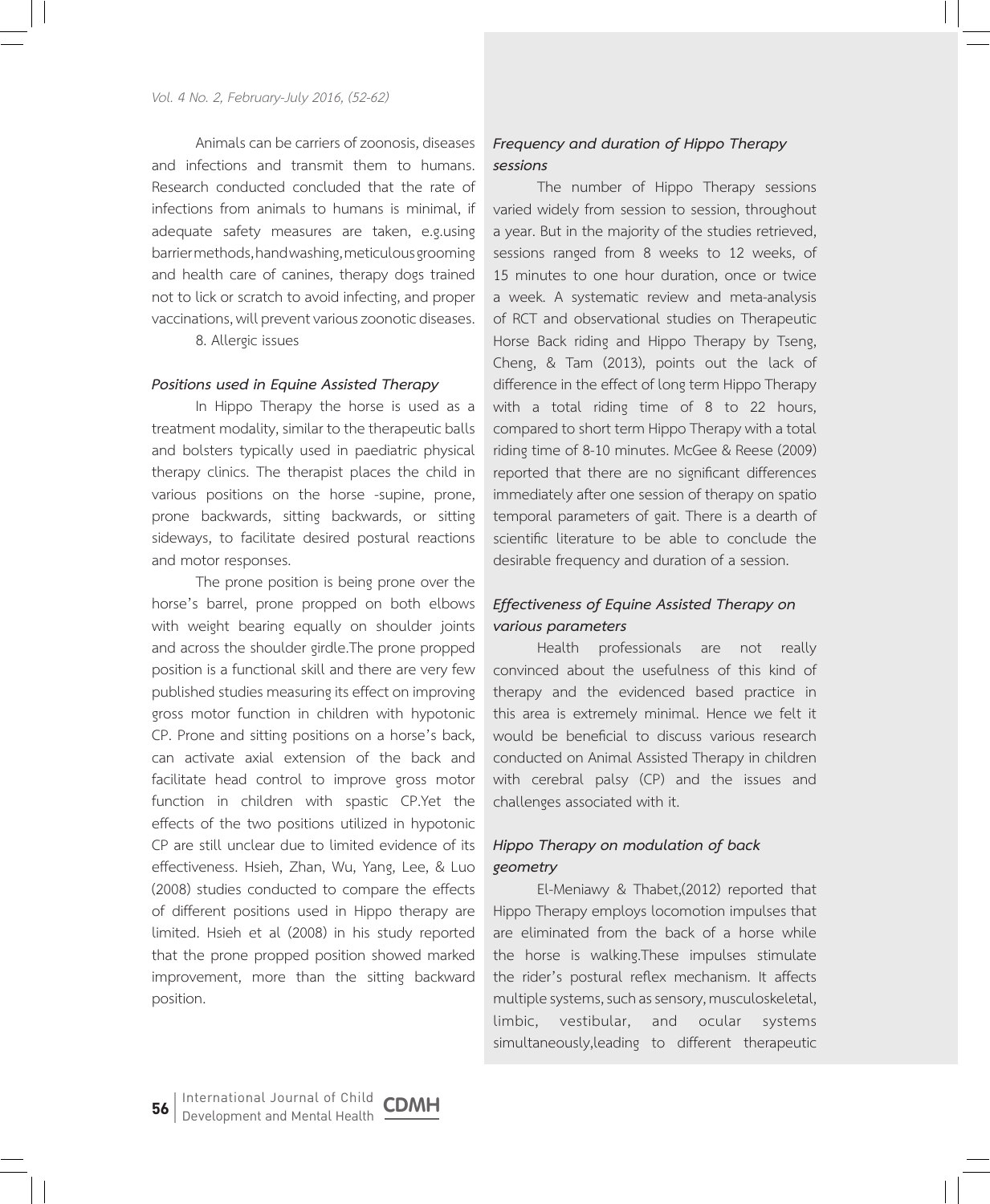Animals can be carriers of zoonosis, diseases and infections and transmit them to humans. Research conducted concluded that the rate of infections from animals to humans is minimal, if adequate safety measures are taken, e.g.using barrier methods, hand washing, meticulous grooming and health care of canines, therapy dogs trained not to lick or scratch to avoid infecting, and proper vaccinations, will prevent various zoonotic diseases.

8. Allergic issues

### *Positions used in Equine Assisted Therapy*

In Hippo Therapy the horse is used as a treatment modality, similar to the therapeutic balls and bolsters typically used in paediatric physical therapy clinics. The therapist places the child in various positions on the horse -supine, prone, prone backwards, sitting backwards, or sitting sideways, to facilitate desired postural reactions and motor responses.

The prone position is being prone over the horse's barrel, prone propped on both elbows with weight bearing equally on shoulder joints and across the shoulder girdle.The prone propped position is a functional skill and there are very few published studies measuring its effect on improving gross motor function in children with hypotonic CP. Prone and sitting positions on a horse's back, can activate axial extension of the back and facilitate head control to improve gross motor function in children with spastic CP.Yet the effects of the two positions utilized in hypotonic CP are still unclear due to limited evidence of its effectiveness. Hsieh, Zhan, Wu, Yang, Lee, & Luo (2008) studies conducted to compare the effects of different positions used in Hippo therapy are limited. Hsieh et al (2008) in his study reported that the prone propped position showed marked improvement, more than the sitting backward position.

### *Frequency and duration of Hippo Therapy sessions*

The number of Hippo Therapy sessions varied widely from session to session, throughout a year. But in the majority of the studies retrieved, sessions ranged from 8 weeks to 12 weeks, of 15 minutes to one hour duration, once or twice a week. A systematic review and meta-analysis of RCT and observational studies on Therapeutic Horse Back riding and Hippo Therapy by Tseng, Cheng, & Tam (2013), points out the lack of difference in the effect of long term Hippo Therapy with a total riding time of 8 to 22 hours, compared to short term Hippo Therapy with a total riding time of 8-10 minutes. McGee & Reese (2009) reported that there are no significant differences immediately after one session of therapy on spatio temporal parameters of gait. There is a dearth of scientific literature to be able to conclude the desirable frequency and duration of a session.

### *Effectiveness of Equine Assisted Therapy on various parameters*

Health professionals are not really convinced about the usefulness of this kind of therapy and the evidenced based practice in this area is extremely minimal. Hence we felt it would be beneficial to discuss various research conducted on Animal Assisted Therapy in children with cerebral palsy (CP) and the issues and challenges associated with it.

### *Hippo Therapy on modulation of back geometry*

El-Meniawy & Thabet,(2012) reported that Hippo Therapy employs locomotion impulses that are eliminated from the back of a horse while the horse is walking.These impulses stimulate the rider's postural reflex mechanism. It affects multiple systems, such as sensory, musculoskeletal, limbic, vestibular, and ocular systems simultaneously,leading to different therapeutic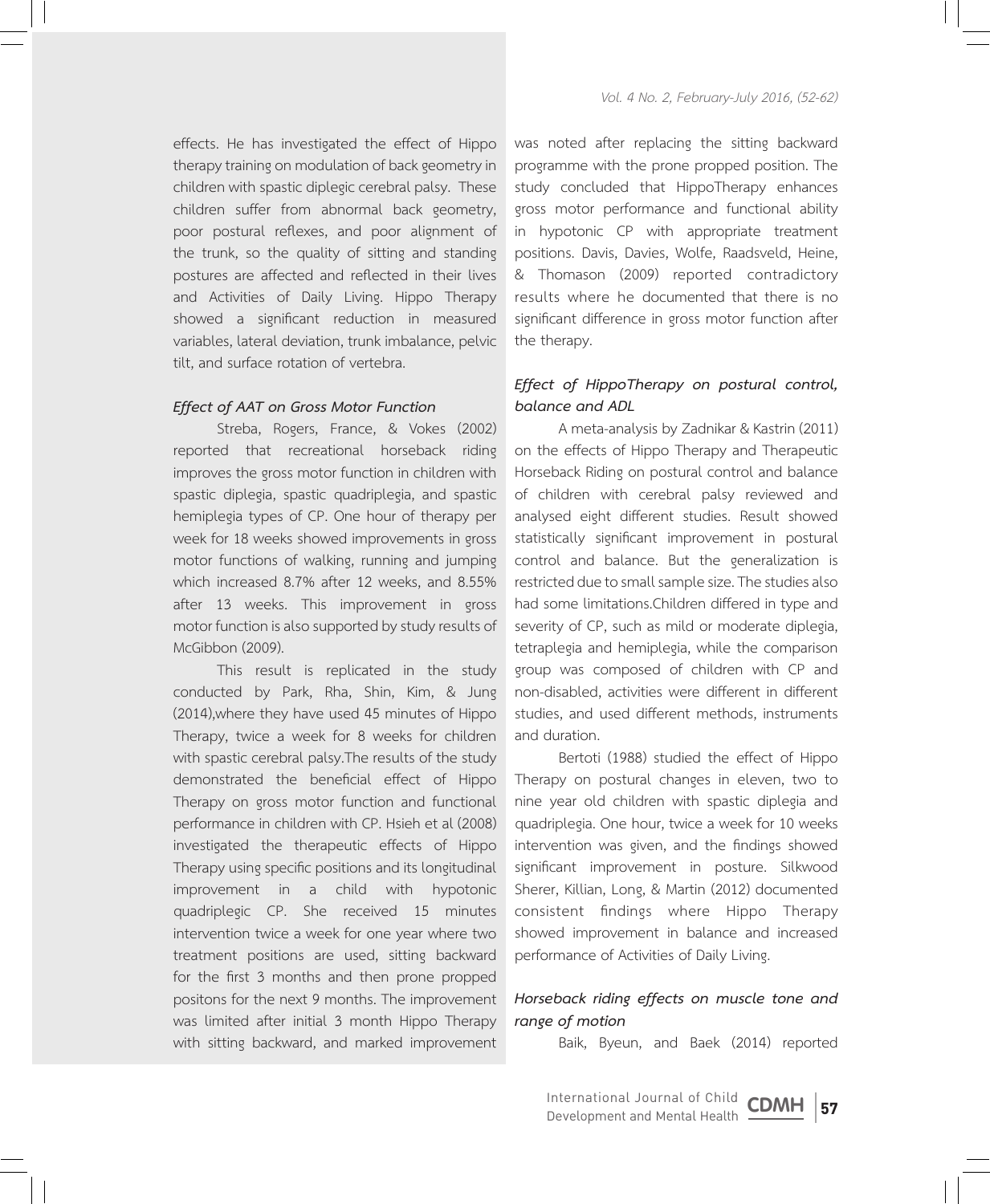effects. He has investigated the effect of Hippo therapy training on modulation of back geometry in children with spastic diplegic cerebral palsy. These children suffer from abnormal back geometry, poor postural reflexes, and poor alignment of the trunk, so the quality of sitting and standing postures are affected and reflected in their lives and Activities of Daily Living. Hippo Therapy showed a significant reduction in measured variables, lateral deviation, trunk imbalance, pelvic tilt, and surface rotation of vertebra.

### *Effect of AAT on Gross Motor Function*

Streba, Rogers, France, & Vokes (2002) reported that recreational horseback riding improves the gross motor function in children with spastic diplegia, spastic quadriplegia, and spastic hemiplegia types of CP. One hour of therapy per week for 18 weeks showed improvements in gross motor functions of walking, running and jumping which increased 8.7% after 12 weeks, and 8.55% after 13 weeks. This improvement in gross motor function is also supported by study results of McGibbon (2009).

This result is replicated in the study conducted by Park, Rha, Shin, Kim, & Jung (2014),where they have used 45 minutes of Hippo Therapy, twice a week for 8 weeks for children with spastic cerebral palsy.The results of the study demonstrated the beneficial effect of Hippo Therapy on gross motor function and functional performance in children with CP. Hsieh et al (2008) investigated the therapeutic effects of Hippo Therapy using specific positions and its longitudinal improvement in a child with hypotonic quadriplegic CP. She received 15 minutes intervention twice a week for one year where two treatment positions are used, sitting backward for the first 3 months and then prone propped positons for the next 9 months. The improvement was limited after initial 3 month Hippo Therapy with sitting backward, and marked improvement was noted after replacing the sitting backward programme with the prone propped position. The study concluded that HippoTherapy enhances gross motor performance and functional ability in hypotonic CP with appropriate treatment positions. Davis, Davies, Wolfe, Raadsveld, Heine, & Thomason (2009) reported contradictory results where he documented that there is no significant difference in gross motor function after the therapy.

### *Effect of HippoTherapy on postural control, balance and ADL*

A meta-analysis by Zadnikar & Kastrin (2011) on the effects of Hippo Therapy and Therapeutic Horseback Riding on postural control and balance of children with cerebral palsy reviewed and analysed eight different studies. Result showed statistically significant improvement in postural control and balance. But the generalization is restricted due to small sample size. The studies also had some limitations.Children differed in type and severity of CP, such as mild or moderate diplegia, tetraplegia and hemiplegia, while the comparison group was composed of children with CP and non-disabled, activities were different in different studies, and used different methods, instruments and duration.

Bertoti (1988) studied the effect of Hippo Therapy on postural changes in eleven, two to nine year old children with spastic diplegia and quadriplegia. One hour, twice a week for 10 weeks intervention was given, and the findings showed significant improvement in posture. Silkwood Sherer, Killian, Long, & Martin (2012) documented consistent findings where Hippo Therapy showed improvement in balance and increased performance of Activities of Daily Living.

### *Horseback riding effects on muscle tone and range of motion*

Baik, Byeun, and Baek (2014) reported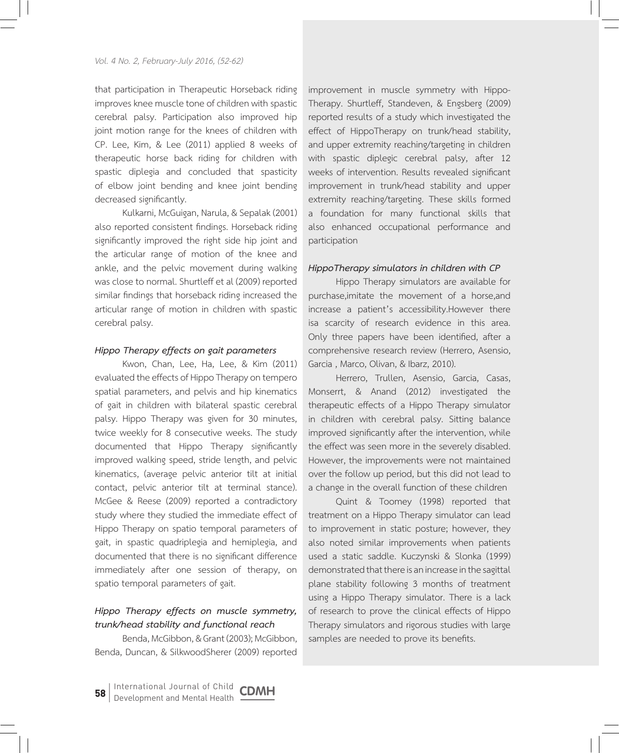that participation in Therapeutic Horseback riding improves knee muscle tone of children with spastic cerebral palsy. Participation also improved hip joint motion range for the knees of children with CP. Lee, Kim, & Lee (2011) applied 8 weeks of therapeutic horse back riding for children with spastic diplegia and concluded that spasticity of elbow joint bending and knee joint bending decreased significantly.

Kulkarni, McGuigan, Narula, & Sepalak (2001) also reported consistent findings. Horseback riding significantly improved the right side hip joint and the articular range of motion of the knee and ankle, and the pelvic movement during walking was close to normal. Shurtleff et al (2009) reported similar findings that horseback riding increased the articular range of motion in children with spastic cerebral palsy.

### *Hippo Therapy effects on gait parameters*

Kwon, Chan, Lee, Ha, Lee, & Kim (2011) evaluated the effects of Hippo Therapy on tempero spatial parameters, and pelvis and hip kinematics of gait in children with bilateral spastic cerebral palsy. Hippo Therapy was given for 30 minutes, twice weekly for 8 consecutive weeks. The study documented that Hippo Therapy significantly improved walking speed, stride length, and pelvic kinematics, (average pelvic anterior tilt at initial contact, pelvic anterior tilt at terminal stance). McGee & Reese (2009) reported a contradictory study where they studied the immediate effect of Hippo Therapy on spatio temporal parameters of gait, in spastic quadriplegia and hemiplegia, and documented that there is no significant difference immediately after one session of therapy, on spatio temporal parameters of gait.

### *Hippo Therapy effects on muscle symmetry, trunk/head stability and functional reach*

Benda, McGibbon, & Grant (2003); McGibbon, Benda, Duncan, & SilkwoodSherer (2009) reported improvement in muscle symmetry with Hippo-Therapy. Shurtleff, Standeven, & Engsberg (2009) reported results of a study which investigated the effect of HippoTherapy on trunk/head stability, and upper extremity reaching/targeting in children with spastic diplegic cerebral palsy, after 12 weeks of intervention. Results revealed significant improvement in trunk/head stability and upper extremity reaching/targeting. These skills formed a foundation for many functional skills that also enhanced occupational performance and participation

### *HippoTherapy simulators in children with CP*

Hippo Therapy simulators are available for purchase,imitate the movement of a horse,and increase a patient's accessibility.However there isa scarcity of research evidence in this area. Only three papers have been identified, after a comprehensive research review (Herrero, Asensio, Garcia , Marco, Olivan, & Ibarz, 2010).

Herrero, Trullen, Asensio, Garcia, Casas, Monserrt, & Anand (2012) investigated the therapeutic effects of a Hippo Therapy simulator in children with cerebral palsy. Sitting balance improved significantly after the intervention, while the effect was seen more in the severely disabled. However, the improvements were not maintained over the follow up period, but this did not lead to a change in the overall function of these children

Quint & Toomey (1998) reported that treatment on a Hippo Therapy simulator can lead to improvement in static posture; however, they also noted similar improvements when patients used a static saddle. Kuczynski & Slonka (1999) demonstrated that there is an increase in the sagittal plane stability following 3 months of treatment using a Hippo Therapy simulator. There is a lack of research to prove the clinical effects of Hippo Therapy simulators and rigorous studies with large samples are needed to prove its benefits.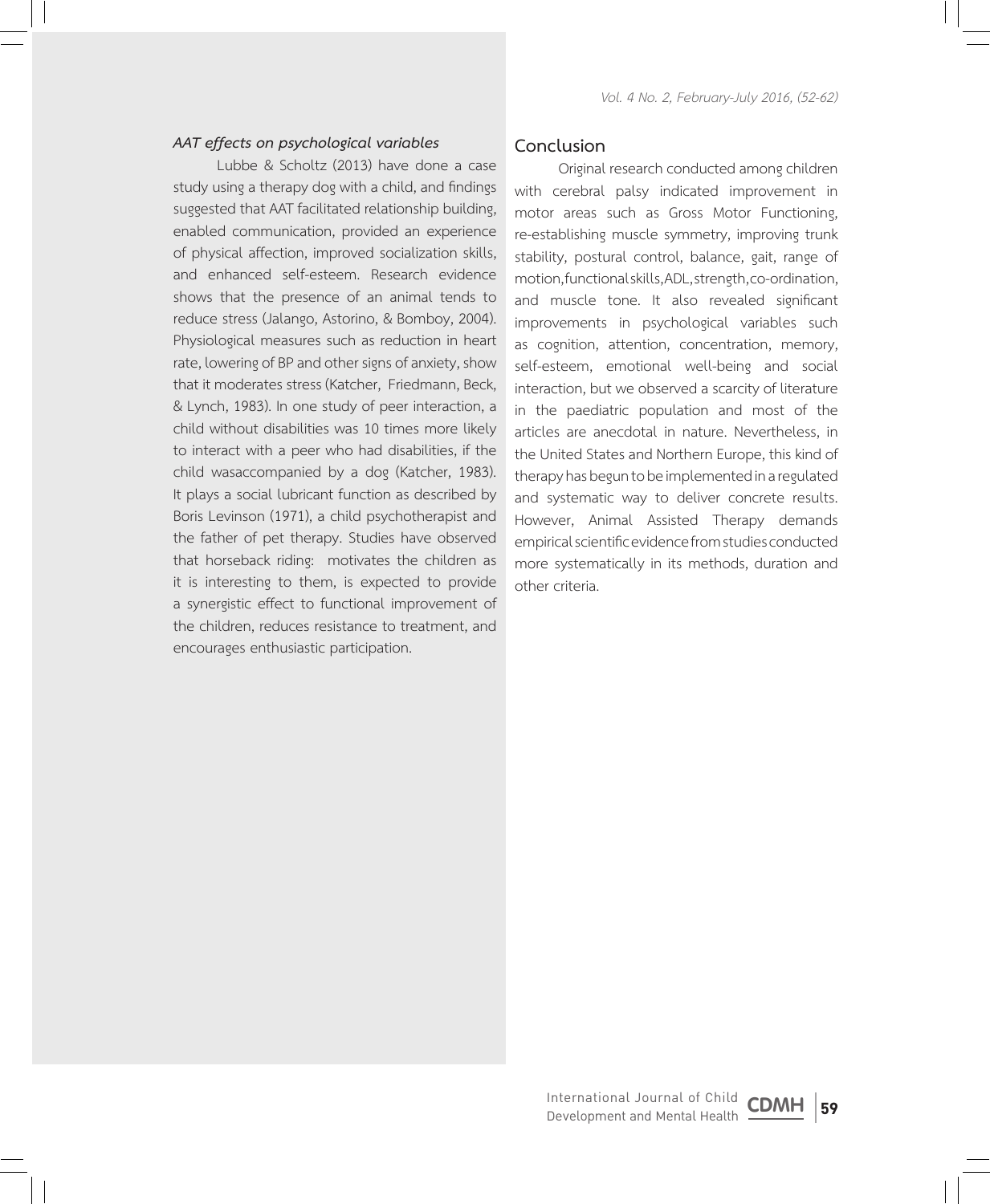### *AAT effects on psychological variables*

Lubbe & Scholtz (2013) have done a case study using a therapy dog with a child, and findings suggested that AAT facilitated relationship building, enabled communication, provided an experience of physical affection, improved socialization skills, and enhanced self-esteem. Research evidence shows that the presence of an animal tends to reduce stress (Jalango, Astorino, & Bomboy, 2004). Physiological measures such as reduction in heart rate, lowering of BP and other signs of anxiety, show that it moderates stress (Katcher, Friedmann, Beck, & Lynch, 1983). In one study of peer interaction, a child without disabilities was 10 times more likely to interact with a peer who had disabilities, if the child wasaccompanied by a dog (Katcher, 1983). It plays a social lubricant function as described by Boris Levinson (1971), a child psychotherapist and the father of pet therapy. Studies have observed that horseback riding: motivates the children as it is interesting to them, is expected to provide a synergistic effect to functional improvement of the children, reduces resistance to treatment, and encourages enthusiastic participation.

## Conclusion

Original research conducted among children with cerebral palsy indicated improvement in motor areas such as Gross Motor Functioning, re-establishing muscle symmetry, improving trunk stability, postural control, balance, gait, range of motion,functional skills,ADL,strength,co-ordination, and muscle tone. It also revealed significant improvements in psychological variables such as cognition, attention, concentration, memory, self-esteem, emotional well-being and social interaction, but we observed a scarcity of literature in the paediatric population and most of the articles are anecdotal in nature. Nevertheless, in the United States and Northern Europe, this kind of therapy has begun to be implemented in a regulated and systematic way to deliver concrete results. However, Animal Assisted Therapy demands empirical scientific evidence from studies conducted more systematically in its methods, duration and other criteria.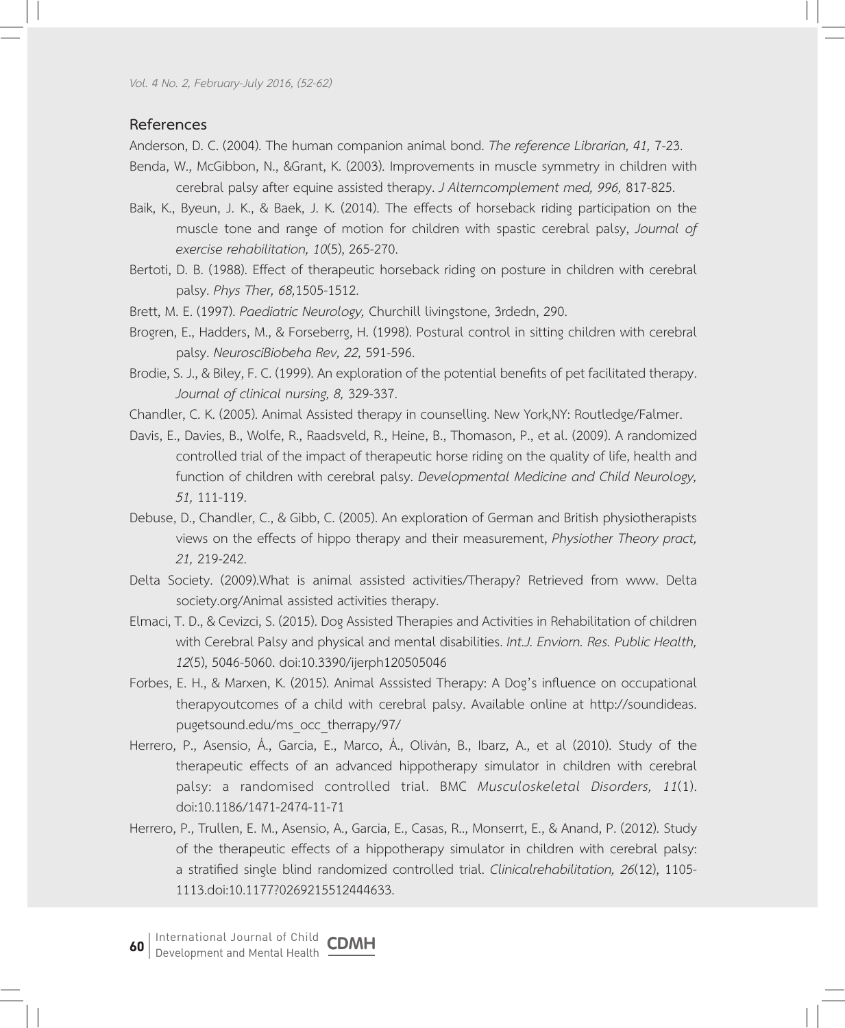## References

Anderson, D. C. (2004). The human companion animal bond. *The reference Librarian, 41,* 7-23.

Benda, W., McGibbon, N., &Grant, K. (2003). Improvements in muscle symmetry in children with cerebral palsy after equine assisted therapy. *J Alterncomplement med, 996,* 817-825.

Baik, K., Byeun, J. K., & Baek, J. K. (2014). The effects of horseback riding participation on the muscle tone and range of motion for children with spastic cerebral palsy, *Journal of exercise rehabilitation, 10*(5), 265-270.

Bertoti, D. B. (1988). Effect of therapeutic horseback riding on posture in children with cerebral palsy. *Phys Ther, 68,*1505-1512.

Brett, M. E. (1997). *Paediatric Neurology,* Churchill livingstone, 3rdedn, 290.

Brogren, E., Hadders, M., & Forseberrg, H. (1998). Postural control in sitting children with cerebral palsy. *NeurosciBiobeha Rev, 22,* 591-596.

Brodie, S. J., & Biley, F. C. (1999). An exploration of the potential benefits of pet facilitated therapy. *Journal of clinical nursing, 8,* 329-337.

Chandler, C. K. (2005). Animal Assisted therapy in counselling. New York,NY: Routledge/Falmer.

Davis, E., Davies, B., Wolfe, R., Raadsveld, R., Heine, B., Thomason, P., et al. (2009). A randomized controlled trial of the impact of therapeutic horse riding on the quality of life, health and function of children with cerebral palsy. *Developmental Medicine and Child Neurology, 51,* 111-119.

Debuse, D., Chandler, C., & Gibb, C. (2005). An exploration of German and British physiotherapists views on the effects of hippo therapy and their measurement, *Physiother Theory pract, 21,* 219-242.

Delta Society. (2009).What is animal assisted activities/Therapy? Retrieved from www. Delta society.org/Animal assisted activities therapy.

Elmaci, T. D., & Cevizci, S. (2015). Dog Assisted Therapies and Activities in Rehabilitation of children with Cerebral Palsy and physical and mental disabilities. *Int.J. Enviorn. Res. Public Health, 12*(5), 5046-5060. doi:10.3390/ijerph120505046

Forbes, E. H., & Marxen, K. (2015). Animal Asssisted Therapy: A Dog's influence on occupational therapyoutcomes of a child with cerebral palsy. Available online at http://soundideas.pugetsound.edu/ms_occ_therrapy/97/

Herrero, P., Asensio, Á., García, E., Marco, Á., Oliván, B., Ibarz, A., et al (2010). Study of the therapeutic effects of an advanced hippotherapy simulator in children with cerebral palsy: a randomised controlled trial. BMC *Musculoskeletal Disorders, 11*(1). doi:10.1186/1471-2474-11-71

Herrero, P., Trullen, E. M., Asensio, A., Garcia, E., Casas, R.., Monserrt, E., & Anand, P. (2012). Study of the therapeutic effects of a hippotherapy simulator in children with cerebral palsy: a stratified single blind randomized controlled trial. *Clinicalrehabilitation, 26*(12), 1105-1113.doi:10.1177?0269215512444633.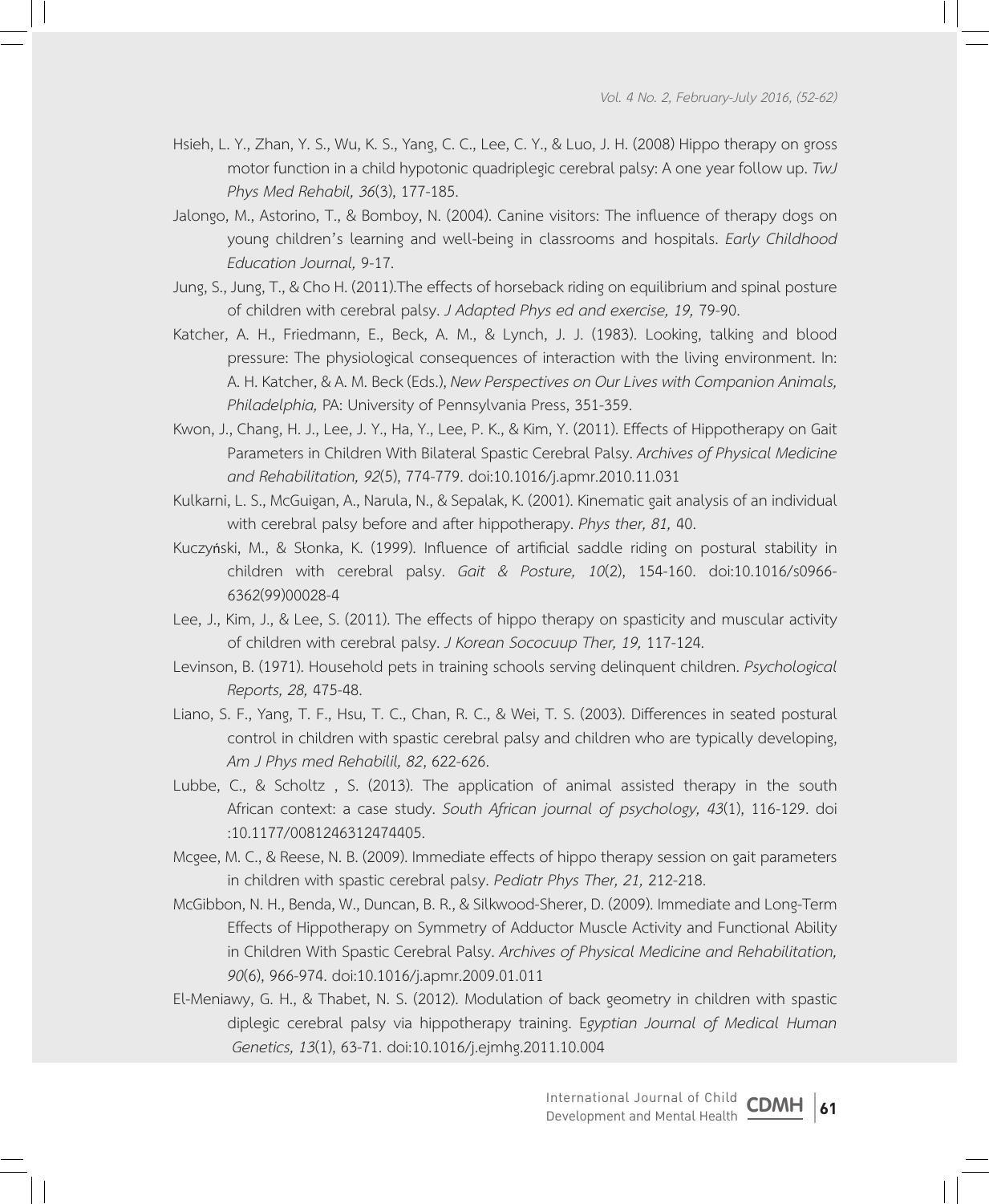Hsieh, L. Y., Zhan, Y. S., Wu, K. S., Yang, C. C., Lee, C. Y., & Luo, J. H. (2008) Hippo therapy on gross motor function in a child hypotonic quadriplegic cerebral palsy: A one year follow up. *TwJ Phys Med Rehabil, 36*(3), 177-185.

Jalongo, M., Astorino, T., & Bomboy, N. (2004). Canine visitors: The influence of therapy dogs on young children's learning and well-being in classrooms and hospitals. *Early Childhood Education Journal,* 9-17.

Jung, S., Jung, T., & Cho H. (2011).The effects of horseback riding on equilibrium and spinal posture of children with cerebral palsy. *J Adapted Phys ed and exercise, 19,* 79-90.

Katcher, A. H., Friedmann, E., Beck, A. M., & Lynch, J. J. (1983). Looking, talking and blood pressure: The physiological consequences of interaction with the living environment. In: A. H. Katcher, & A. M. Beck (Eds.), *New Perspectives on Our Lives with Companion Animals, Philadelphia,* PA: University of Pennsylvania Press, 351-359.

Kwon, J., Chang, H. J., Lee, J. Y., Ha, Y., Lee, P. K., & Kim, Y. (2011). Effects of Hippotherapy on Gait Parameters in Children With Bilateral Spastic Cerebral Palsy. *Archives of Physical Medicine and Rehabilitation, 92*(5), 774-779. doi:10.1016/j.apmr.2010.11.031

Kulkarni, L. S., McGuigan, A., Narula, N., & Sepalak, K. (2001). Kinematic gait analysis of an individual with cerebral palsy before and after hippotherapy. *Phys ther, 81,* 40.

Kuczyński, M., & Słonka, K. (1999). Influence of artificial saddle riding on postural stability in children with cerebral palsy. *Gait & Posture, 10*(2), 154-160. doi:10.1016/s0966-6362(99)00028-4

Lee, J., Kim, J., & Lee, S. (2011). The effects of hippo therapy on spasticity and muscular activity of children with cerebral palsy. *J Korean Sococuup Ther, 19,* 117-124.

Levinson, B. (1971). Household pets in training schools serving delinquent children. *Psychological Reports, 28,* 475-48.

Liano, S. F., Yang, T. F., Hsu, T. C., Chan, R. C., & Wei, T. S. (2003). Differences in seated postural control in children with spastic cerebral palsy and children who are typically developing, *Am J Phys med Rehabilil, 82*, 622-626.

Lubbe, C., & Scholtz , S. (2013). The application of animal assisted therapy in the south African context: a case study. *South African journal of psychology, 43*(1), 116-129. doi :10.1177/0081246312474405.

Mcgee, M. C., & Reese, N. B. (2009). Immediate effects of hippo therapy session on gait parameters in children with spastic cerebral palsy. *Pediatr Phys Ther, 21,* 212-218.

McGibbon, N. H., Benda, W., Duncan, B. R., & Silkwood-Sherer, D. (2009). Immediate and Long-Term Effects of Hippotherapy on Symmetry of Adductor Muscle Activity and Functional Ability in Children With Spastic Cerebral Palsy. *Archives of Physical Medicine and Rehabilitation, 90*(6), 966-974. doi:10.1016/j.apmr.2009.01.011

El-Meniawy, G. H., & Thabet, N. S. (2012). Modulation of back geometry in children with spastic diplegic cerebral palsy via hippotherapy training. *Egyptian Journal of Medical Human Genetics, 13*(1), 63-71. doi:10.1016/j.ejmhg.2011.10.004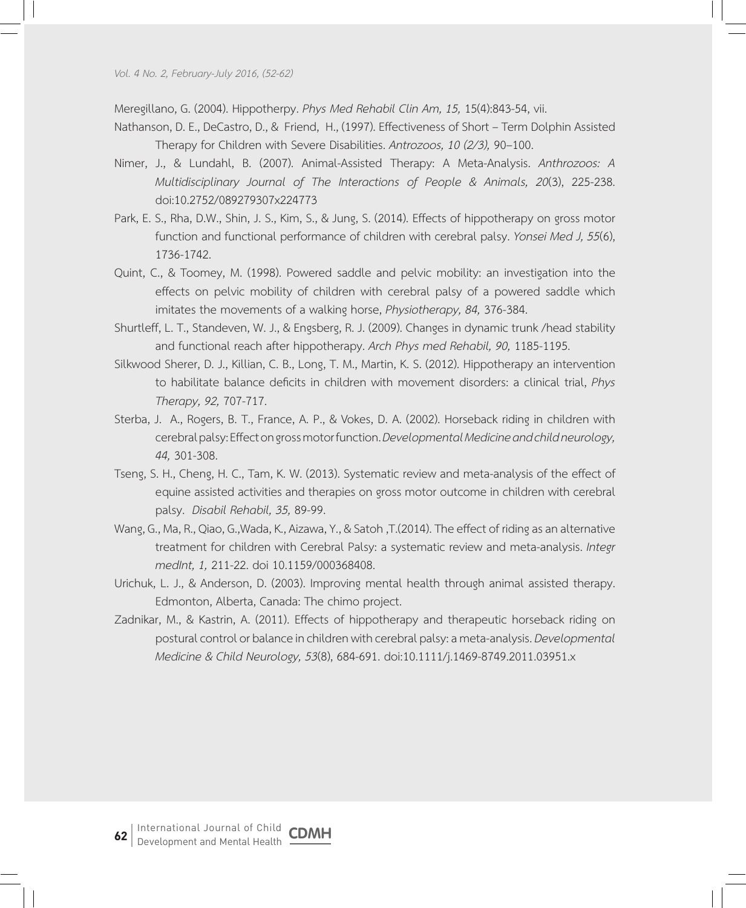Meregillano, G. (2004). Hippotherpy. *Phys Med Rehabil Clin Am, 15,* 15(4):843-54, vii.

Nathanson, D. E., DeCastro, D., & Friend, H., (1997). Effectiveness of Short – Term Dolphin Assisted Therapy for Children with Severe Disabilities. *Antrozoos, 10 (2/3),* 90–100.

Nimer, J., & Lundahl, B. (2007). Animal-Assisted Therapy: A Meta-Analysis. *Anthrozoos: A Multidisciplinary Journal of The Interactions of People & Animals, 20*(3), 225-238. doi:10.2752/089279307x224773

Park, E. S., Rha, D.W., Shin, J. S., Kim, S., & Jung, S. (2014). Effects of hippotherapy on gross motor function and functional performance of children with cerebral palsy. *Yonsei Med J, 55*(6), 1736-1742.

Quint, C., & Toomey, M. (1998). Powered saddle and pelvic mobility: an investigation into the effects on pelvic mobility of children with cerebral palsy of a powered saddle which imitates the movements of a walking horse, *Physiotherapy, 84,* 376-384.

Shurtleff, L. T., Standeven, W. J., & Engsberg, R. J. (2009). Changes in dynamic trunk /head stability and functional reach after hippotherapy. *Arch Phys med Rehabil, 90,* 1185-1195.

Silkwood Sherer, D. J., Killian, C. B., Long, T. M., Martin, K. S. (2012). Hippotherapy an intervention to habilitate balance deficits in children with movement disorders: a clinical trial, *Phys Therapy, 92,* 707-717.

Sterba, J. A., Rogers, B. T., France, A. P., & Vokes, D. A. (2002). Horseback riding in children with cerebral palsy: Effect on gross motor function. *Developmental Medicine and child neurology, 44,* 301-308.

Tseng, S. H., Cheng, H. C., Tam, K. W. (2013). Systematic review and meta-analysis of the effect of equine assisted activities and therapies on gross motor outcome in children with cerebral palsy. *Disabil Rehabil, 35,* 89-99.

Wang, G., Ma, R., Qiao, G.,Wada, K., Aizawa, Y., & Satoh ,T.(2014). The effect of riding as an alternative treatment for children with Cerebral Palsy: a systematic review and meta-analysis. *Integr medInt, 1,* 211-22. doi 10.1159/000368408.

Urichuk, L. J., & Anderson, D. (2003). Improving mental health through animal assisted therapy. Edmonton, Alberta, Canada: The chimo project.

Zadnikar, M., & Kastrin, A. (2011). Effects of hippotherapy and therapeutic horseback riding on postural control or balance in children with cerebral palsy: a meta-analysis. *Developmental Medicine & Child Neurology, 53*(8), 684-691. doi:10.1111/j.1469-8749.2011.03951.x